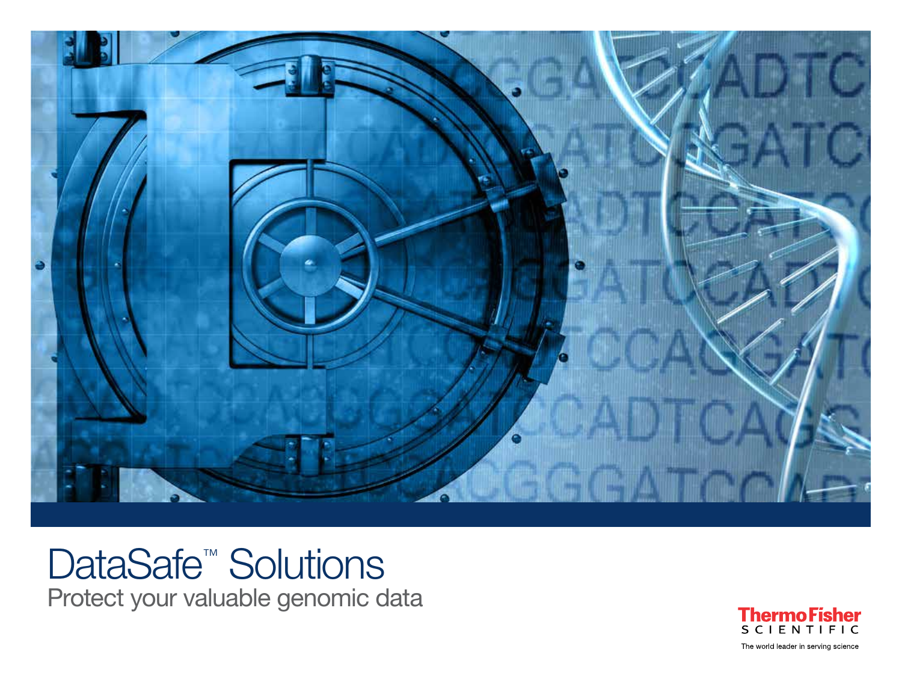# DataSafe™ Solutions

Protect your valuable genomic data

ThermoFisher
SCIENTIFIC

The world leader in serving science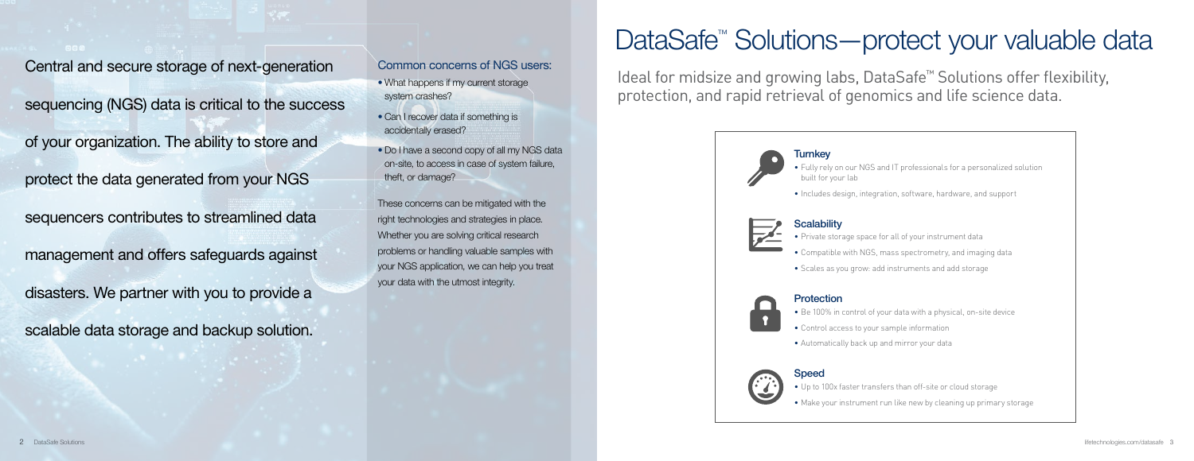Central and secure storage of next-generation sequencing (NGS) data is critical to the success of your organization. The ability to store and protect the data generated from your NGS sequencers contributes to streamlined data management and offers safeguards against disasters. We partner with you to provide a scalable data storage and backup solution.

### Common concerns of NGS users:

- What happens if my current storage system crashes?
- Can I recover data if something is accidentally erased?
- Do I have a second copy of all my NGS data on-site, to access in case of system failure, theft, or damage?

These concerns can be mitigated with the right technologies and strategies in place. Whether you are solving critical research problems or handling valuable samples with your NGS application, we can help you treat your data with the utmost integrity.

# DataSafe™ Solutions—protect your valuable data

Ideal for midsize and growing labs, DataSafe™ Solutions offer flexibility, protection, and rapid retrieval of genomics and life science data.

### Turnkey

- Fully rely on our NGS and IT professionals for a personalized solution built for your lab
- Includes design, integration, software, hardware, and support

### Scalability

- Private storage space for all of your instrument data
- Compatible with NGS, mass spectrometry, and imaging data
- Scales as you grow: add instruments and add storage

### Protection

- Be 100% in control of your data with a physical, on-site device
- Control access to your sample information
- Automatically back up and mirror your data

### Speed

- Up to 100x faster transfers than off-site or cloud storage
- Make your instrument run like new by cleaning up primary storage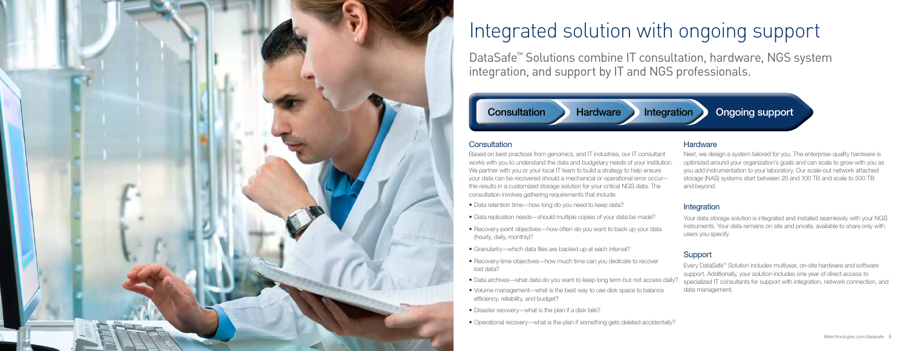# Integrated solution with ongoing support

DataSafe™ Solutions combine IT consultation, hardware, NGS system integration, and support by IT and NGS professionals.

Consultation → Hardware → Integration → Ongoing support

## Consultation

Based on best practices from genomics, and IT industries, our IT consultant works with you to understand the data and budgetary needs of your institution. We partner with you or your local IT team to build a strategy to help ensure your data can be recovered should a mechanical or operational error occur—this results in a customized storage solution for your critical NGS data. The consultation involves gathering requirements that include:

- Data retention time—how long do you need to keep data?
- Data replication needs—should multiple copies of your data be made?
- Recovery-point objectives—how often do you want to back up your data (hourly, daily, monthly)?
- Granularity—which data files are backed up at each interval?
- Recovery-time objectives—how much time can you dedicate to recover lost data?
- Data archives—what data do you want to keep long term but not access daily?
- Volume management—what is the best way to use disk space to balance efficiency, reliability, and budget?
- Disaster recovery—what is the plan if a disk fails?
- Operational recovery—what is the plan if something gets deleted accidentally?

## Hardware

Next, we design a system tailored for you. The enterprise-quality hardware is optimized around your organization's goals and can scale to grow with you as you add instrumentation to your laboratory. Our scale-out network attached storage (NAS) systems start between 20 and 100 TB and scale to 500 TB and beyond.

## Integration

Your data storage solution is integrated and installed seamlessly with your NGS instruments. Your data remains on site and private, available to share only with users you specify.

## Support

Every DataSafe™ Solution includes multiyear, on-site hardware and software support. Additionally, your solution includes one year of direct access to specialized IT consultants for support with integration, network connection, and data management.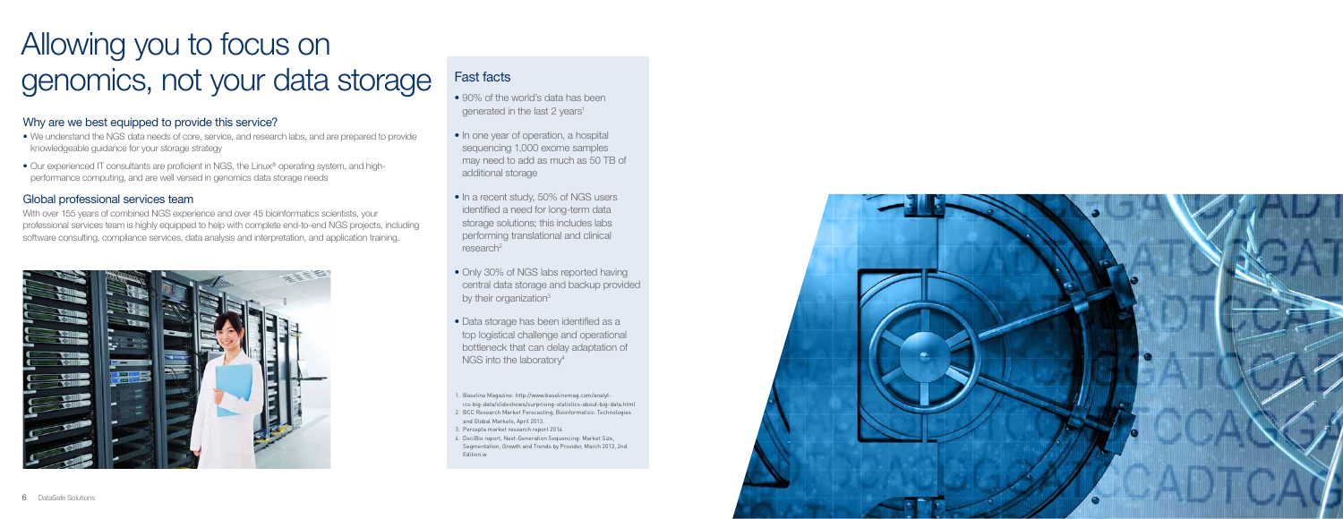# Allowing you to focus on genomics, not your data storage

## Why are we best equipped to provide this service?

- We understand the NGS data needs of core, service, and research labs, and are prepared to provide knowledgeable guidance for your storage strategy
- Our experienced IT consultants are proficient in NGS, the Linux® operating system, and high-performance computing, and are well versed in genomics data storage needs

## Global professional services team

With over 155 years of combined NGS experience and over 45 bioinformatics scientists, your professional services team is highly equipped to help with complete end-to-end NGS projects, including software consulting, compliance services, data analysis and interpretation, and application training.

## Fast facts

- 90% of the world's data has been generated in the last 2 years[1]
- In one year of operation, a hospital sequencing 1,000 exome samples may need to add as much as 50 TB of additional storage
- In a recent study, 50% of NGS users identified a need for long-term data storage solutions; this includes labs performing translational and clinical research[2]
- Only 30% of NGS labs reported having central data storage and backup provided by their organization[3]
- Data storage has been identified as a top logistical challenge and operational bottleneck that can delay adaptation of NGS into the laboratory[4]

1. Baseline Magazine: http://www.baselinemag.com/analytics-big-data/slideshows/surprising-statistics-about-big-data.html
2. BCC Research Market Forecasting, Bioinformatics: Technologies and Global Markets, April 2013.
3. Percepta market research report 2016.
4. DeciBio report, Next-Generation Sequencing: Market Size, Segmentation, Growth and Trends by Provider, March 2013, 2nd Edition.w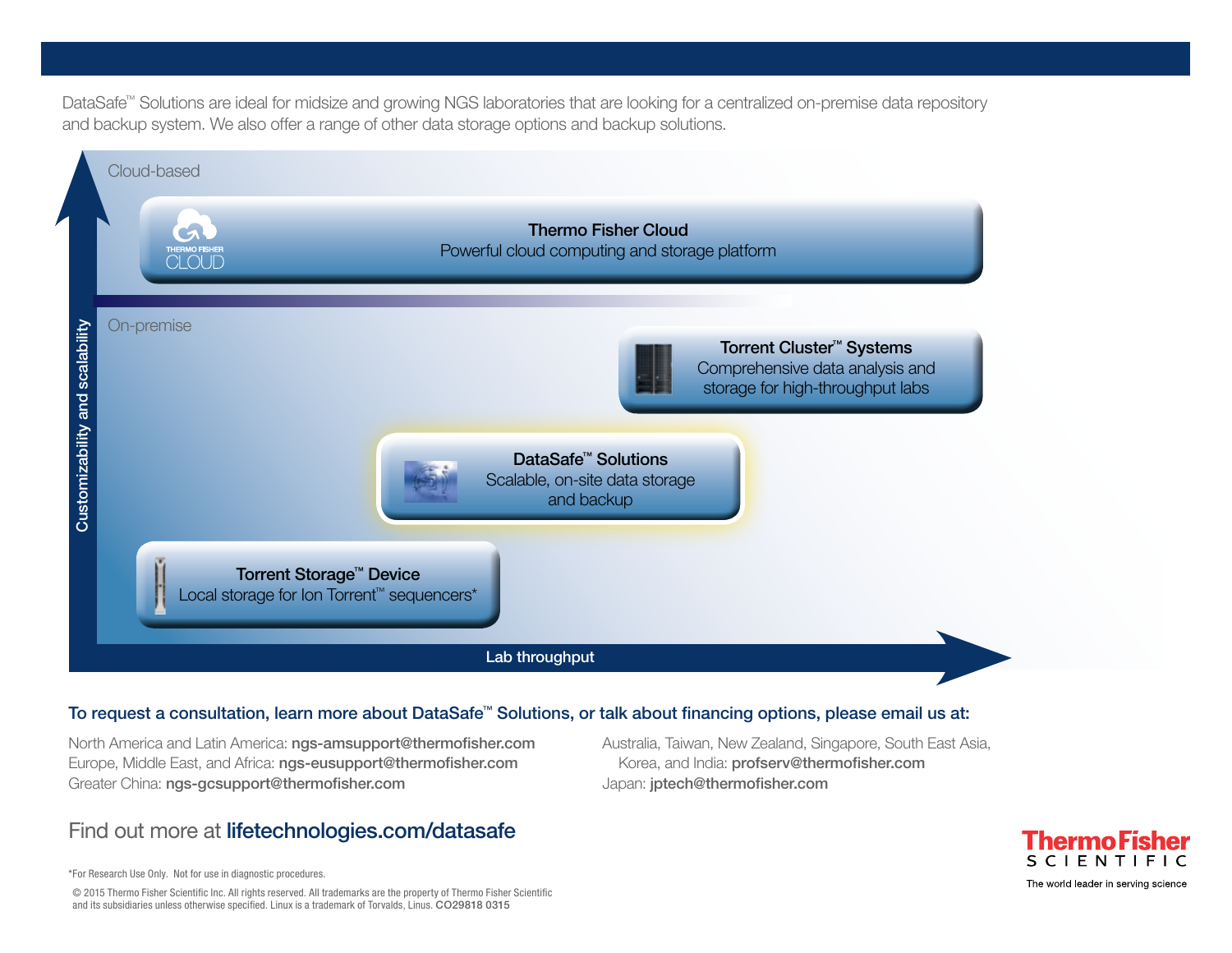DataSafe™ Solutions are ideal for midsize and growing NGS laboratories that are looking for a centralized on-premise data repository and backup system. We also offer a range of other data storage options and backup solutions.

Cloud-based

**Thermo Fisher Cloud**
Powerful cloud computing and storage platform

On-premise

**Torrent Cluster™ Systems**
Comprehensive data analysis and storage for high-throughput labs

**DataSafe™ Solutions**
Scalable, on-site data storage and backup

**Torrent Storage™ Device**
Local storage for Ion Torrent™ sequencers*

Customizability and scalability

Lab throughput

### To request a consultation, learn more about DataSafe™ Solutions, or talk about financing options, please email us at:

North America and Latin America: **ngs-amsupport@thermofisher.com**
Europe, Middle East, and Africa: **ngs-eusupport@thermofisher.com**
Greater China: **ngs-gcsupport@thermofisher.com**

Australia, Taiwan, New Zealand, Singapore, South East Asia, Korea, and India: **profserv@thermofisher.com**
Japan: **jptech@thermofisher.com**

Find out more at **lifetechnologies.com/datasafe**

*For Research Use Only. Not for use in diagnostic procedures.

© 2015 Thermo Fisher Scientific Inc. All rights reserved. All trademarks are the property of Thermo Fisher Scientific and its subsidiaries unless otherwise specified. Linux is a trademark of Torvalds, Linus. CO29818 0315

ThermoFisher SCIENTIFIC
The world leader in serving science